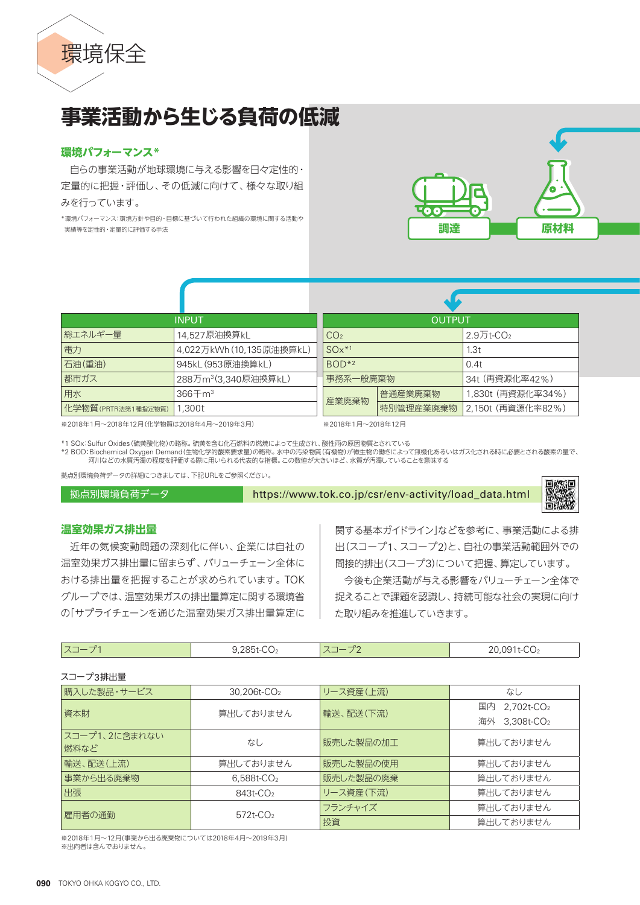# 環境保全

## 事業活動から生じる負荷の低減

### 環境パフォーマンス*

自らの事業活動が地球環境に与える影響を日々定性的・定量的に把握・評価し、その低減に向けて、様々な取り組みを行っています。

*環境パフォーマンス：環境方針や目的・目標に基づいて行われた組織の環境に関する活動や実績等を定性的・定量的に評価する手法

調達　原材料

| INPUT | |
|---|---|
| 総エネルギー量 | 14,527原油換算kL |
| 電力 | 4,022万kWh（10,135原油換算kL） |
| 石油（重油） | 945kL（953原油換算kL） |
| 都市ガス | 288万$m^3$（3,340原油換算kL） |
| 用水 | 366千$m^3$ |
| 化学物質（PRTR法第1種指定物質） | 1,300t |

※2018年1月～2018年12月（化学物質は2018年4月～2019年3月）

| OUTPUT | | |
|---|---|---|
| $CO_2$ | | 2.9万t-$CO_2$ |
| SOx*1 | | 1.3t |
| BOD*2 | | 0.4t |
| 事務系一般廃棄物 | | 34t（再資源化率42%） |
| 産業廃棄物 | 普通産業廃棄物 | 1,830t（再資源化率34%） |
| | 特別管理産業廃棄物 | 2,150t（再資源化率82%） |

※2018年1月～2018年12月

*1 SOx：Sulfur Oxides（硫黄酸化物）の略称。硫黄を含む化石燃料の燃焼によって生成され、酸性雨の原因物質とされている
*2 BOD：Biochemical Oxygen Demand（生物化学的酸素要求量）の略称。水中の汚染物質（有機物）が微生物の働きによって無機化あるいはガス化される時に必要とされる酸素の量で、河川などの水質汚濁の程度を評価する際に用いられる代表的な指標。この数値が大きいほど、水質が汚濁していることを意味する

拠点別環境負荷データの詳細につきましては、下記URLをご参照ください。

拠点別環境負荷データ　https://www.tok.co.jp/csr/env-activity/load_data.html

### 温室効果ガス排出量

近年の気候変動問題の深刻化に伴い、企業には自社の温室効果ガス排出量に留まらず、バリューチェーン全体における排出量を把握することが求められています。TOKグループでは、温室効果ガスの排出量算定に関する環境省の「サプライチェーンを通じた温室効果ガス排出量算定に関する基本ガイドライン」などを参考に、事業活動による排出（スコープ1、スコープ2）と、自社の事業活動範囲外での間接的排出（スコープ3）について把握、算定しています。

今後も企業活動が与える影響をバリューチェーン全体で捉えることで課題を認識し、持続可能な社会の実現に向けた取り組みを推進していきます。

| スコープ1 | 9,285t-$CO_2$ | スコープ2 | 20,091t-$CO_2$ |
|---|---|---|---|

スコープ3排出量

| 項目 | 排出量 | 項目 | 排出量 |
|---|---|---|---|
| 購入した製品・サービス | 30,206t-$CO_2$ | リース資産（上流） | なし |
| 資本財 | 算出しておりません | 輸送、配送（下流） | 国内　2,702t-$CO_2$<br>海外　3,308t-$CO_2$ |
| スコープ1、2に含まれない燃料など | なし | 販売した製品の加工 | 算出しておりません |
| 輸送、配送（上流） | 算出しておりません | 販売した製品の使用 | 算出しておりません |
| 事業から出る廃棄物 | 6,588t-$CO_2$ | 販売した製品の廃棄 | 算出しておりません |
| 出張 | 843t-$CO_2$ | リース資産（下流） | 算出しておりません |
| 雇用者の通勤 | 572t-$CO_2$ | フランチャイズ | 算出しておりません |
| | | 投資 | 算出しておりません |

※2018年1月～12月（事業から出る廃棄物については2018年4月～2019年3月）
※出向者は含んでおりません。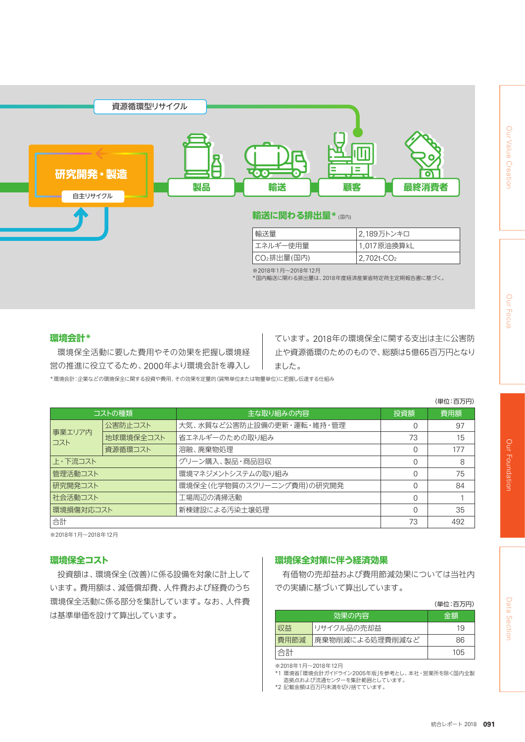資源循環型リサイクル

研究開発・製造

自主リサイクル

製品 輸送 顧客 最終消費者

### 輸送に関わる排出量*（国内）

| 輸送量 | 2,189万トンキロ |
|---|---|
| エネルギー使用量 | 1,017原油換算kL |
| $CO_2$排出量（国内） | 2,702t-$CO_2$ |

※2018年1月～2018年12月
*国内輸送に関わる排出量は、2018年度経済産業省特定荷主定期報告書に基づく。

## 環境会計*

環境保全活動に要した費用やその効果を把握し環境経営の推進に役立てるため、2000年より環境会計を導入しています。2018年の環境保全に関する支出は主に公害防止や資源循環のためのもので、総額は5億65百万円となりました。

*環境会計：企業などの環境保全に関する投資や費用、その効果を定量的（貨幣単位または物量単位）に把握し伝達する仕組み

（単位：百万円）

| コストの種類 | | 主な取り組みの内容 | 投資額 | 費用額 |
|---|---|---|---|---|
| 事業エリア内コスト | 公害防止コスト | 大気、水質など公害防止設備の更新・運転・維持・管理 | 0 | 97 |
| | 地球環境保全コスト | 省エネルギーのための取り組み | 73 | 15 |
| | 資源循環コスト | 溶融、廃棄物処理 | 0 | 177 |
| 上・下流コスト | | グリーン購入、製品・商品回収 | 0 | 8 |
| 管理活動コスト | | 環境マネジメントシステムの取り組み | 0 | 75 |
| 研究開発コスト | | 環境保全（化学物質のスクリーニング費用）の研究開発 | 0 | 84 |
| 社会活動コスト | | 工場周辺の清掃活動 | 0 | 1 |
| 環境損傷対応コスト | | 新棟建設による汚染土壌処理 | 0 | 35 |
| 合計 | | | 73 | 492 |

※2018年1月～2018年12月

## 環境保全コスト

投資額は、環境保全（改善）に係る設備を対象に計上しています。費用額は、減価償却費、人件費および経費のうち環境保全活動に係る部分を集計しています。なお、人件費は基準単価を設けて算出しています。

## 環境保全対策に伴う経済効果

有価物の売却益および費用節減効果については当社内での実績に基づいて算出しています。

（単位：百万円）

| 効果の内容 | | 金額 |
|---|---|---|
| 収益 | リサイクル品の売却益 | 19 |
| 費用節減 | 廃棄物削減による処理費削減など | 86 |
| 合計 | | 105 |

※2018年1月～2018年12月
*1 環境省「環境会計ガイドライン2005年版」を参考とし、本社・営業所を除く国内全製造拠点および流通センターを集計範囲としています。
*2 記載金額は百万円未満を切り捨てています。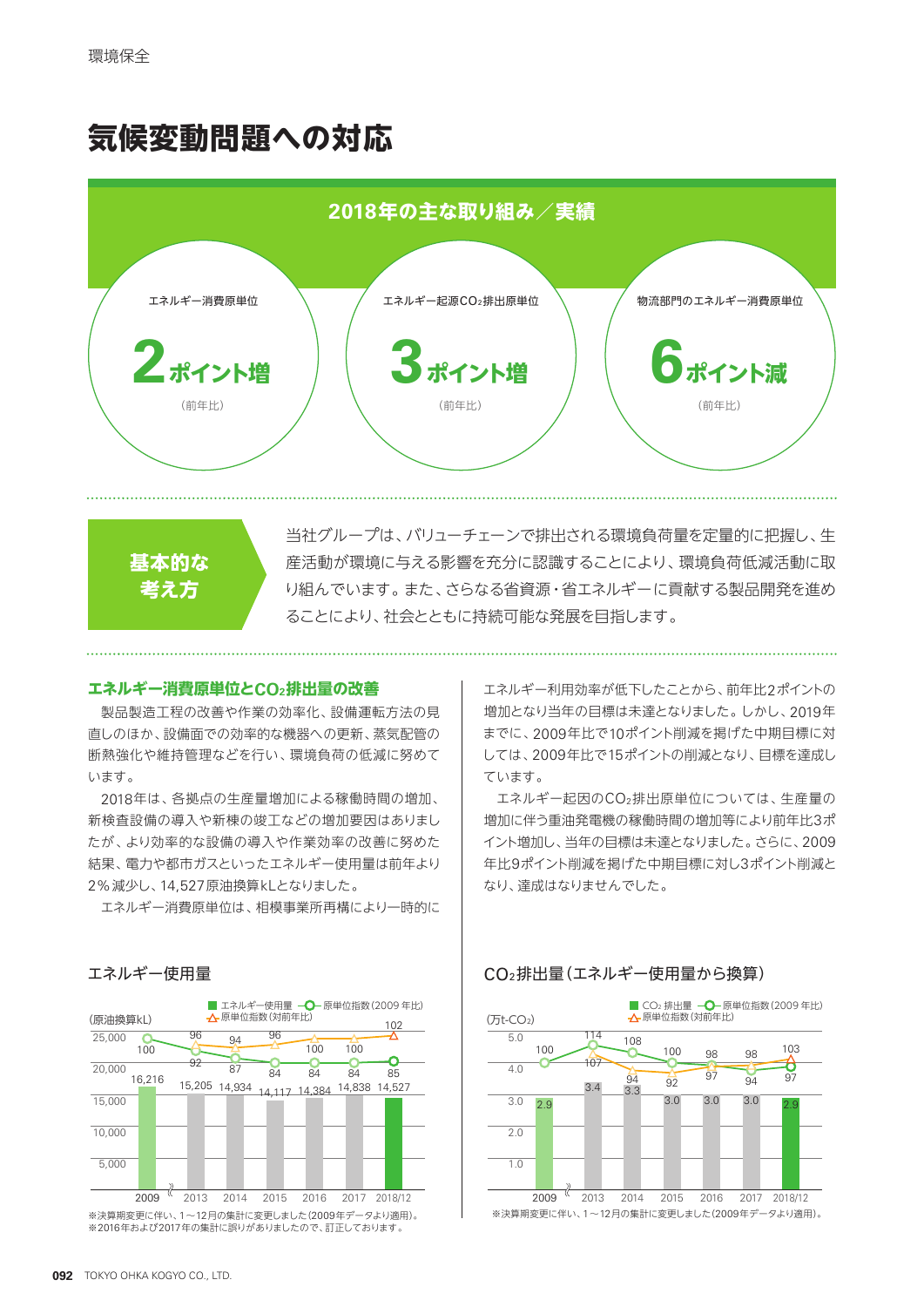# 気候変動問題への対応

## 2018年の主な取り組み／実績

| エネルギー消費原単位 | エネルギー起源$CO_2$排出原単位 | 物流部門のエネルギー消費原単位 |
|---|---|---|
| **2ポイント増**（前年比） | **3ポイント増**（前年比） | **6ポイント減**（前年比） |

**基本的な考え方**

当社グループは、バリューチェーンで排出される環境負荷量を定量的に把握し、生産活動が環境に与える影響を充分に認識することにより、環境負荷低減活動に取り組んでいます。また、さらなる省資源・省エネルギーに貢献する製品開発を進めることにより、社会とともに持続可能な発展を目指します。

### エネルギー消費原単位と$CO_2$排出量の改善

製品製造工程の改善や作業の効率化、設備運転方法の見直しのほか、設備面での効率的な機器への更新、蒸気配管の断熱強化や維持管理などを行い、環境負荷の低減に努めています。

2018年は、各拠点の生産量増加による稼働時間の増加、新検査設備の導入や新棟の竣工などの増加要因はありましたが、より効率的な設備の導入や作業効率の改善に努めた結果、電力や都市ガスといったエネルギー使用量は前年より2％減少し、14,527原油換算kLとなりました。

エネルギー消費原単位は、相模事業所再構により一時的にエネルギー利用効率が低下したことから、前年比2ポイントの増加となり当年の目標は未達となりました。しかし、2019年までに、2009年比で10ポイント削減を掲げた中期目標に対しては、2009年比で15ポイントの削減となり、目標を達成しています。

エネルギー起因の$CO_2$排出原単位については、生産量の増加に伴う重油発電機の稼働時間の増加等により前年比3ポイント増加し、当年の目標は未達となりました。さらに、2009年比9ポイント削減を掲げた中期目標に対し3ポイント削減となり、達成はなりませんでした。

#### エネルギー使用量

| 年 | エネルギー使用量（原油換算kL） | 原単位指数（2009年比） | 原単位指数（対前年比） |
|---|---|---|---|
| 2009 | 16,216 | 100 | |
| 2013 | 15,205 | 92 | 96 |
| 2014 | 14,934 | 87 | 94 |
| 2015 | 14,117 | 84 | 96 |
| 2016 | 14,384 | 84 | 100 |
| 2017 | 14,838 | 84 | 100 |
| 2018/12 | 14,527 | 85 | 102 |

※決算期変更に伴い、1～12月の集計に変更しました（2009年データより適用）。
※2016年および2017年の集計に誤りがありましたので、訂正しております。

#### $CO_2$排出量（エネルギー使用量から換算）

| 年 | $CO_2$排出量（万t-$CO_2$） | 原単位指数（2009年比） | 原単位指数（対前年比） |
|---|---|---|---|
| 2009 | 2.9 | 100 | |
| 2013 | 3.4 | 114 | 107 |
| 2014 | 3.3 | 108 | 94 |
| 2015 | 3.0 | 100 | 92 |
| 2016 | 3.0 | 98 | 97 |
| 2017 | 3.0 | 98 | 94 |
| 2018/12 | 2.9 | 97 | 103 |

※決算期変更に伴い、1～12月の集計に変更しました（2009年データより適用）。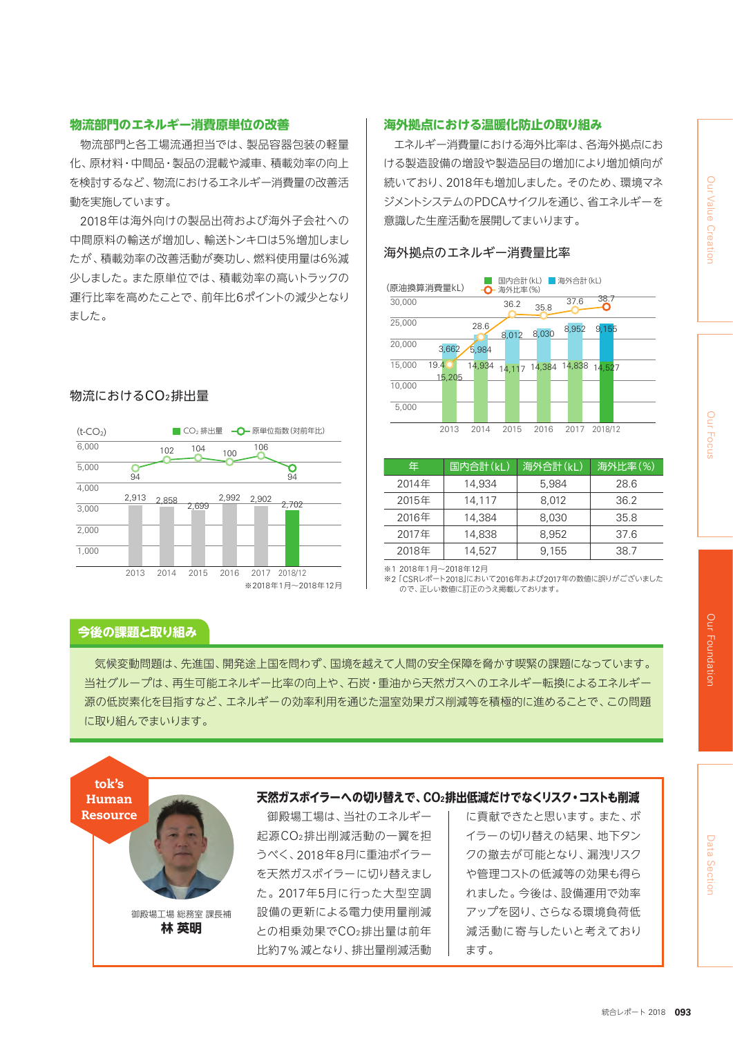## 物流部門のエネルギー消費原単位の改善

物流部門と各工場流通担当では、製品容器包装の軽量化、原材料・中間品・製品の混載や減車、積載効率の向上を検討するなど、物流におけるエネルギー消費量の改善活動を実施しています。

2018年は海外向けの製品出荷および海外子会社への中間原料の輸送が増加し、輸送トンキロは5%増加しましたが、積載効率の改善活動が奏功し、燃料使用量は6%減少しました。また原単位では、積載効率の高いトラックの運行比率を高めたことで、前年比6ポイントの減少となりました。

### 物流における$CO_2$排出量

(t-$CO_2$)　■ $CO_2$排出量　○ 原単位指数（対前年比）

| 年 | 2013 | 2014 | 2015 | 2016 | 2017 | 2018/12 |
|---|---|---|---|---|---|---|
| $CO_2$排出量 | 2,913 | 2,858 | 2,699 | 2,992 | 2,902 | 2,702 |
| 原単位指数（対前年比） | 94 | 102 | 104 | 100 | 106 | 94 |

※2018年1月～2018年12月

## 海外拠点における温暖化防止の取り組み

エネルギー消費量における海外比率は、各海外拠点における製造設備の増設や製造品目の増加により増加傾向が続いており、2018年も増加しました。そのため、環境マネジメントシステムのPDCAサイクルを通じ、省エネルギーを意識した生産活動を展開してまいります。

### 海外拠点のエネルギー消費量比率

（原油換算消費量kL）　■ 国内合計（kL）　■ 海外合計（kL）　○ 海外比率（%）

| 年 | 2013 | 2014 | 2015 | 2016 | 2017 | 2018/12 |
|---|---|---|---|---|---|---|
| 国内合計（kL） | 15,205 | 14,934 | 14,117 | 14,384 | 14,838 | 14,527 |
| 海外合計（kL） | 3,662 | 5,984 | 8,012 | 8,030 | 8,952 | 9,155 |
| 海外比率（%） | 19.4 | 28.6 | 36.2 | 35.8 | 37.6 | 38.7 |

| 年 | 国内合計（kL） | 海外合計（kL） | 海外比率（%） |
|---|---|---|---|
| 2014年 | 14,934 | 5,984 | 28.6 |
| 2015年 | 14,117 | 8,012 | 36.2 |
| 2016年 | 14,384 | 8,030 | 35.8 |
| 2017年 | 14,838 | 8,952 | 37.6 |
| 2018年 | 14,527 | 9,155 | 38.7 |

※1 2018年1月～2018年12月
※2「CSRレポート2018」において2016年および2017年の数値に誤りがございましたので、正しい数値に訂正のうえ掲載しております。

## 今後の課題と取り組み

気候変動問題は、先進国、開発途上国を問わず、国境を越えて人間の安全保障を脅かす喫緊の課題になっています。当社グループは、再生可能エネルギー比率の向上や、石炭・重油から天然ガスへのエネルギー転換によるエネルギー源の低炭素化を目指すなど、エネルギーの効率利用を通じた温室効果ガス削減等を積極的に進めることで、この問題に取り組んでまいります。

## tok's Human Resource

御殿場工場 総務室 課長補
**林 英明**

### 天然ガスボイラーへの切り替えで、$CO_2$排出低減だけでなくリスク・コストも削減

御殿場工場は、当社のエネルギー起源$CO_2$排出削減活動の一翼を担うべく、2018年8月に重油ボイラーを天然ガスボイラーに切り替えました。2017年5月に行った大型空調設備の更新による電力使用量削減との相乗効果で$CO_2$排出量は前年比約7%減となり、排出量削減活動に貢献できたと思います。また、ボイラーの切り替えの結果、地下タンクの撤去が可能となり、漏洩リスクや管理コストの低減等の効果も得られました。今後は、設備運用で効率アップを図り、さらなる環境負荷低減活動に寄与したいと考えております。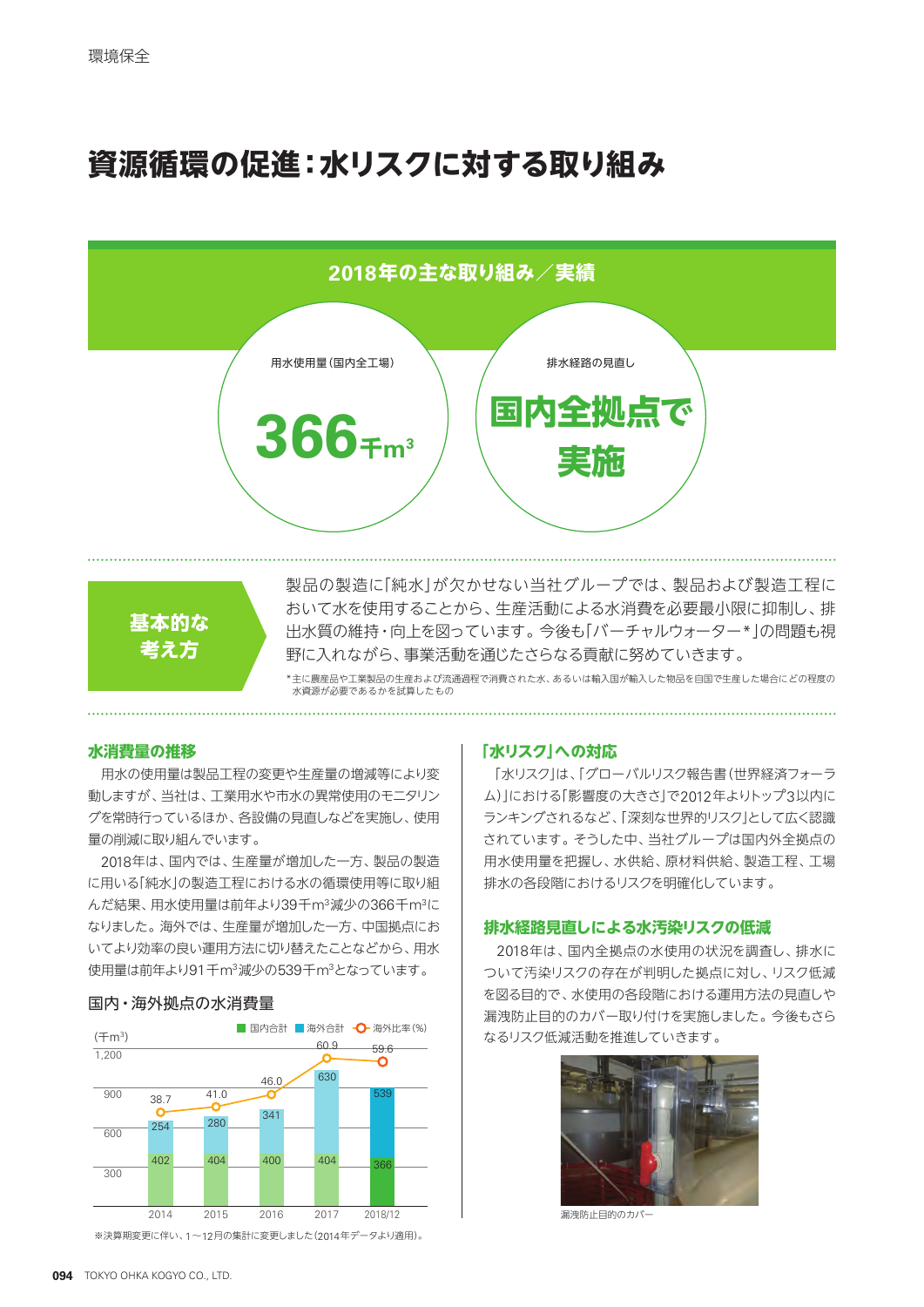# 資源循環の促進：水リスクに対する取り組み

## 2018年の主な取り組み／実績

用水使用量（国内全工場）

**366千m³**

排水経路の見直し

**国内全拠点で実施**

### 基本的な考え方

製品の製造に「純水」が欠かせない当社グループでは、製品および製造工程において水を使用することから、生産活動による水消費を必要最小限に抑制し、排出水質の維持・向上を図っています。今後も「バーチャルウォーター*」の問題も視野に入れながら、事業活動を通じたさらなる貢献に努めていきます。

*主に農産品や工業製品の生産および流通過程で消費された水、あるいは輸入国が輸入した物品を自国で生産した場合にどの程度の水資源が必要であるかを試算したもの

### 水消費量の推移

用水の使用量は製品工程の変更や生産量の増減等により変動しますが、当社は、工業用水や市水の異常使用のモニタリングを常時行っているほか、各設備の見直しなどを実施し、使用量の削減に取り組んでいます。

2018年は、国内では、生産量が増加した一方、製品の製造に用いる「純水」の製造工程における水の循環使用等に取り組んだ結果、用水使用量は前年より39千m³減少の366千m³になりました。海外では、生産量が増加した一方、中国拠点においてより効率の良い運用方法に切り替えたことなどから、用水使用量は前年より91千m³減少の539千m³となっています。

#### 国内・海外拠点の水消費量

(千m³)

| | 2014 | 2015 | 2016 | 2017 | 2018/12 |
|---|---|---|---|---|---|
| 国内合計 | 402 | 404 | 400 | 404 | 366 |
| 海外合計 | 254 | 280 | 341 | 630 | 539 |
| 海外比率(%) | 38.7 | 41.0 | 46.0 | 60.9 | 59.6 |

※決算期変更に伴い、1～12月の集計に変更しました（2014年データより適用）。

### 「水リスク」への対応

「水リスク」は、「グローバルリスク報告書（世界経済フォーラム）」における「影響度の大きさ」で2012年よりトップ3以内にランキングされるなど、「深刻な世界的リスク」として広く認識されています。そうした中、当社グループは国内外全拠点の用水使用量を把握し、水供給、原材料供給、製造工程、工場排水の各段階におけるリスクを明確化しています。

### 排水経路見直しによる水汚染リスクの低減

2018年は、国内全拠点の水使用の状況を調査し、排水について汚染リスクの存在が判明した拠点に対し、リスク低減を図る目的で、水使用の各段階における運用方法の見直しや漏洩防止目的のカバー取り付けを実施しました。今後もさらなるリスク低減活動を推進していきます。

漏洩防止目的のカバー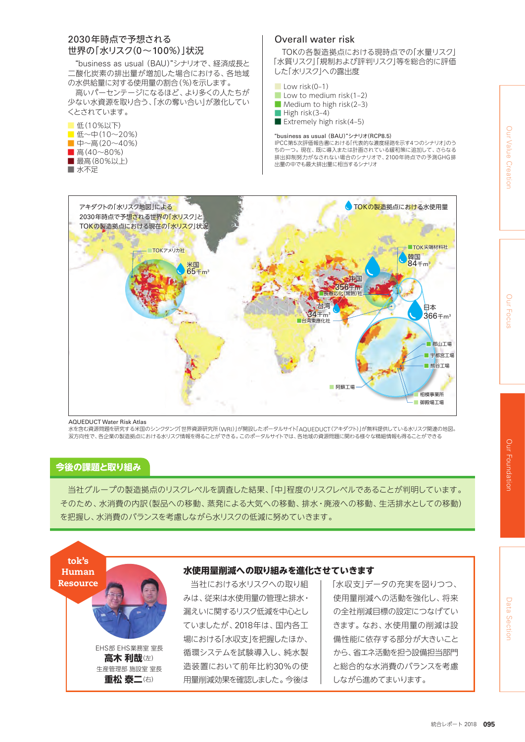## 2030年時点で予想される世界の「水リスク(0～100%)」状況

"business as usual (BAU)"シナリオで、経済成長と二酸化炭素の排出量が増加した場合における、各地域の水供給量に対する使用量の割合(%)を示します。

高いパーセンテージになるほど、より多くの人たちが少ない水資源を取り合う、「水の奪い合い」が激化していくとされています。

- 低(10%以下)
- 低～中(10～20%)
- 中～高(20～40%)
- 高(40～80%)
- 最高(80%以上)
- 水不足

## Overall water risk

TOKの各製造拠点における現時点での「水量リスク」「水質リスク」「規制および評判リスク」等を総合的に評価した「水リスク」への露出度

- Low risk(0–1)
- Low to medium risk(1–2)
- Medium to high risk(2–3)
- High risk(3–4)
- Extremely high risk(4–5)

"business as usual (BAU)"シナリオ(RCP8.5)
IPCC第5次評価報告書における「代表的な濃度経路を示す4つのシナリオ」のうちの一つ。現在、既に導入または計画されている緩和策に追加して、さらなる排出抑制努力がなされない場合のシナリオで、2100年時点での予測GHG排出量の中でも最大排出量に相当するシナリオ

アキダクトの「水リスク地図」による2030年時点で予想される世界の「水リスク」とTOKの製造拠点における現在の「水リスク」状況

TOKの製造拠点における水使用量

- TOKアメリカ社 米国 65千m³
- TOK尖端材料社 韓国 84千m³
- 長春応化(常熟)社 中国 356千m³
- 台湾東應化社 台湾 34千m³
- 日本 366千m³:郡山工場、宇都宮工場、熊谷工場、阿蘇工場、相模事業所、御殿場工場

AQUEDUCT Water Risk Atlas
水を含む資源問題を研究する米国のシンクタンク「世界資源研究所(WRI)」が開設したポータルサイト「AQUEDUCT(アキダクト)」が無料提供している水リスク関連の地図。双方向性で、各企業の製造拠点における水リスク情報を得ることができる。このポータルサイトでは、各地域の資源問題に関わる様々な精細情報も得ることができる

## 今後の課題と取り組み

当社グループの製造拠点のリスクレベルを調査した結果、「中」程度のリスクレベルであることが判明しています。そのため、水消費の内訳(製品への移動、蒸発による大気への移動、排水・廃液への移動、生活排水としての移動)を把握し、水消費のバランスを考慮しながら水リスクの低減に努めていきます。

**tok's Human Resource**

EHS部 EHS業務室 室長
**高木 利哉**(左)
生産管理部 施設室 室長
**重松 泰二**(右)

### 水使用量削減への取り組みを進化させていきます

当社における水リスクへの取り組みは、従来は水使用量の管理と排水・漏えいに関するリスク低減を中心としていましたが、2018年は、国内各工場における「水収支」を把握したほか、循環システムを試験導入し、純水製造装置において前年比約30%の使用量削減効果を確認しました。今後は「水収支」データの充実を図りつつ、使用量削減への活動を強化し、将来の全社削減目標の設定につなげていきます。なお、水使用量の削減は設備性能に依存する部分が大きいことから、省エネ活動を担う設備担当部門と総合的な水消費のバランスを考慮しながら進めてまいります。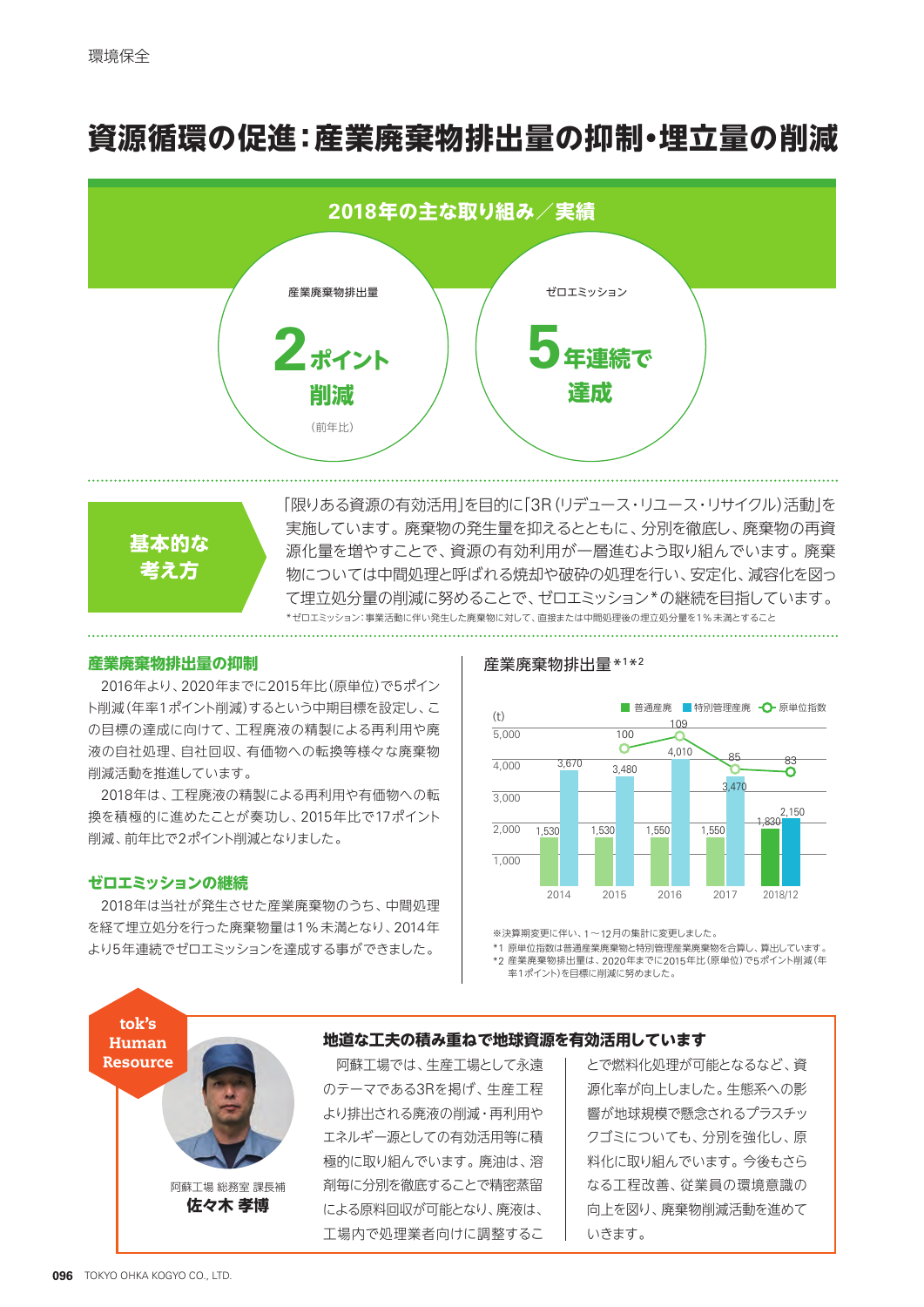環境保全

# 資源循環の促進：産業廃棄物排出量の抑制・埋立量の削減

## 2018年の主な取り組み／実績

産業廃棄物排出量

**2ポイント削減**

（前年比）

ゼロエミッション

**5年連続で達成**

## 基本的な考え方

「限りある資源の有効活用」を目的に「3R（リデュース・リユース・リサイクル）活動」を実施しています。廃棄物の発生量を抑えるとともに、分別を徹底し、廃棄物の再資源化量を増やすことで、資源の有効利用が一層進むよう取り組んでいます。廃棄物については中間処理と呼ばれる焼却や破砕の処理を行い、安定化、減容化を図って埋立処分量の削減に努めることで、ゼロエミッション*の継続を目指しています。

*ゼロエミッション：事業活動に伴い発生した廃棄物に対して、直接または中間処理後の埋立処分量を1％未満とすること

### 産業廃棄物排出量の抑制

2016年より、2020年までに2015年比（原単位）で5ポイント削減（年率1ポイント削減）するという中期目標を設定し、この目標の達成に向けて、工程廃液の精製による再利用や廃液の自社処理、自社回収、有価物への転換等様々な廃棄物削減活動を推進しています。

2018年は、工程廃液の精製による再利用や有価物への転換を積極的に進めたことが奏功し、2015年比で17ポイント削減、前年比で2ポイント削減となりました。

### ゼロエミッションの継続

2018年は当社が発生させた産業廃棄物のうち、中間処理を経て埋立処分を行った廃棄物量は1％未満となり、2014年より5年連続でゼロエミッションを達成する事ができました。

### 産業廃棄物排出量*1*2

(t)

| 年 | 普通産廃 | 特別管理産廃 | 原単位指数 |
|---|---|---|---|
| 2014 | 1,530 | 3,670 | |
| 2015 | 1,530 | 3,480 | 100 |
| 2016 | 1,550 | 4,010 | 109 |
| 2017 | 1,550 | 3,470 | 85 |
| 2018/12 | 1,830 | 2,150 | 83 |

※決算期変更に伴い、1～12月の集計に変更しました。

*1 原単位指数は普通産業廃棄物と特別管理産業廃棄物を合算し、算出しています。

*2 産業廃棄物排出量は、2020年までに2015年比（原単位）で5ポイント削減（年率1ポイント）を目標に削減に努めました。

## tok's Human Resource

阿蘇工場 総務室 課長補

**佐々木 孝博**

### 地道な工夫の積み重ねで地球資源を有効活用しています

阿蘇工場では、生産工場として永遠のテーマである3Rを掲げ、生産工程より排出される廃液の削減・再利用やエネルギー源としての有効活用等に積極的に取り組んでいます。廃油は、溶剤毎に分別を徹底することで精密蒸留による原料回収が可能となり、廃液は、工場内で処理業者向けに調整することで燃料化処理が可能となるなど、資源化率が向上しました。生態系への影響が地球規模で懸念されるプラスチックゴミについても、分別を強化し、原料化に取り組んでいます。今後もさらなる工程改善、従業員の環境意識の向上を図り、廃棄物削減活動を進めていきます。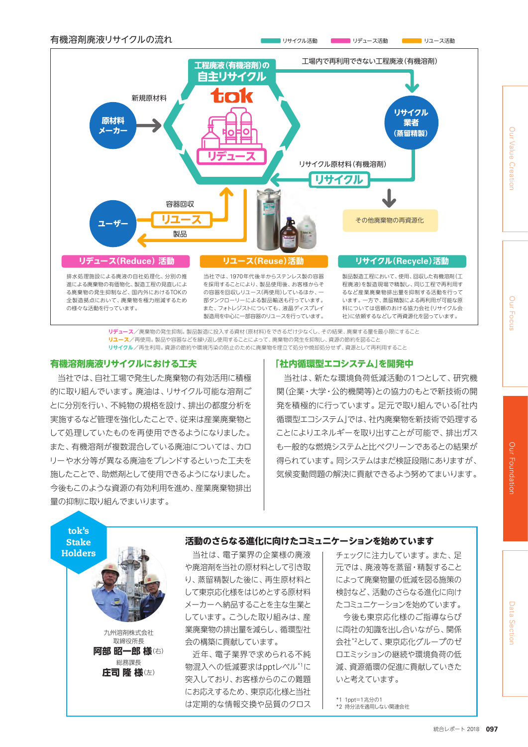## 有機溶剤廃液リサイクルの流れ

リサイクル活動　リデュース活動　リユース活動

工程廃液(有機溶剤)の自主リサイクル

tok

リデュース

新規原材料

原材料メーカー

工場内で再利用できない工程廃液(有機溶剤)

リサイクル業者(蒸留精製)

リサイクル原材料(有機溶剤)

リサイクル

その他廃棄物の再資源化

容器回収

ユーザー

リユース

製品

### リデュース(Reduce) 活動

排水処理施設による廃液の自社処理化、分別の推進による廃液の有価物化、製造工程の見直しによる廃棄物の発生抑制など、国内外におけるTOKの全製造拠点において、廃棄物を極力削減するための様々な活動を行っています。

### リユース(Reuse)活動

当社では、1970年代後半からステンレス製の容器を採用することにより、製品使用後、お客様からその容器を回収しリユース(再使用)しているほか、一部タンクローリーによる製品輸送も行っています。また、フォトレジストについても、液晶ディスプレイ製造用を中心に一部容器のリユースを行っています。

### リサイクル(Recycle)活動

製品製造工程において、使用、回収した有機溶剤(工程廃液)を製造現場で精製し、同じ工程で再利用するなど産業廃棄物排出量を抑制する活動を行っています。一方で、蒸留精製による再利用が可能な原料については信頼のおける協力会社(リサイクル会社)に依頼するなどして再資源化を図っています。

**リデュース**／廃棄物の発生抑制。製品製造に投入する資材(原材料)をできるだけ少なくし、その結果、廃棄する量を最小限にすること
**リユース**／再使用。製品や容器などを繰り返し使用することによって、廃棄物の発生を抑制し、資源の節約を図ること
**リサイクル**／再生利用。資源の節約や環境汚染の防止のために廃棄物を埋立て処分や焼却処分せず、資源として再利用すること

## 有機溶剤廃液リサイクルにおける工夫

当社では、自社工場で発生した廃棄物の有効活用に積極的に取り組んでいます。廃油は、リサイクル可能な溶剤ごとに分別を行い、不純物の規格を設け、排出の都度分析を実施するなど管理を強化したことで、従来は産業廃棄物として処理していたものを再使用できるようになりました。また、有機溶剤が複数混合している廃油については、カロリーや水分等が異なる廃油をブレンドするといった工夫を施したことで、助燃剤として使用できるようになりました。今後もこのような資源の有効利用を進め、産業廃棄物排出量の抑制に取り組んでまいります。

## 「社内循環型エコシステム」を開発中

当社は、新たな環境負荷低減活動の1つとして、研究機関(企業・大学・公的機関等)との協力のもとで新技術の開発を積極的に行っています。足元で取り組んでいる「社内循環型エコシステム」では、社内廃棄物を新技術で処理することによりエネルギーを取り出すことが可能で、排出ガスも一般的な燃焼システムと比べクリーンであるとの結果が得られています。同システムはまだ検証段階にありますが、気候変動問題の解決に貢献できるよう努めてまいります。

---

tok's Stake Holders

九州溶剤株式会社
取締役所長
**阿部 昭一郎 様**(右)
総務課長
**庄司 隆 様**(左)

### 活動のさらなる進化に向けたコミュニケーションを始めています

当社は、電子業界の企業様の廃液や廃溶剤を当社の原材料として引き取り、蒸留精製した後に、再生原材料として東京応化様をはじめとする原材料メーカーへ納品することを主な生業としています。こうした取り組みは、産業廃棄物の排出量を減らし、循環型社会の構築に貢献しています。

近年、電子業界で求められる不純物混入への低減要求はpptレベル[*1]に突入しており、お客様からのこの難題にお応えするため、東京応化様と当社は定期的な情報交換や品質のクロスチェックに注力しています。また、足元では、廃液等を蒸留・精製することによって廃棄物量の低減を図る施策の検討など、活動のさらなる進化に向けたコミュニケーションを始めています。

今後も東京応化様のご指導ならびに両社の知識を出し合いながら、関係会社[*2]として、東京応化グループのゼロエミッションの継続や環境負荷の低減、資源循環の促進に貢献していきたいと考えています。

*1 1ppt=1兆分の1
*2 持分法を適用しない関連会社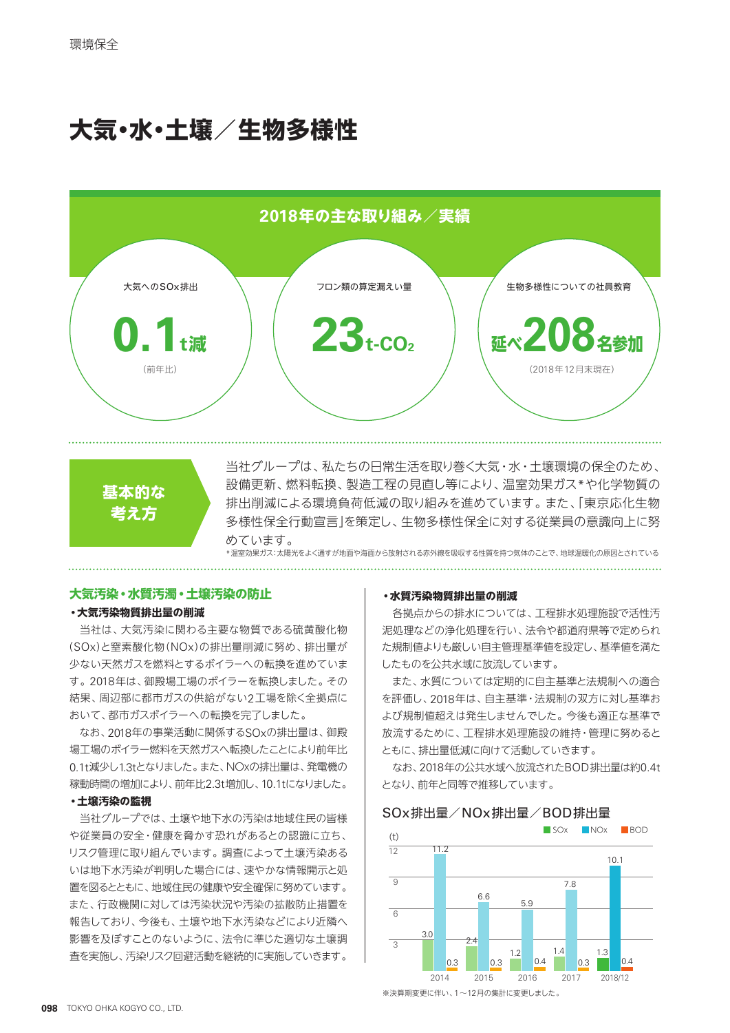# 大気・水・土壌／生物多様性

## 2018年の主な取り組み／実績

| 大気へのSOx排出 | フロン類の算定漏えい量 | 生物多様性についての社員教育 |
|---|---|---|
| 0.1t減（前年比） | 23t-$CO_2$ | 延べ208名参加（2018年12月末現在） |

### 基本的な考え方

当社グループは、私たちの日常生活を取り巻く大気・水・土壌環境の保全のため、設備更新、燃料転換、製造工程の見直し等により、温室効果ガス*や化学物質の排出削減による環境負荷低減の取り組みを進めています。また、「東京応化生物多様性保全行動宣言」を策定し、生物多様性保全に対する従業員の意識向上に努めています。

*温室効果ガス：太陽光をよく通すが地面や海面から放射される赤外線を吸収する性質を持つ気体のことで、地球温暖化の原因とされている

## 大気汚染・水質汚濁・土壌汚染の防止

### ・大気汚染物質排出量の削減

当社は、大気汚染に関わる主要な物質である硫黄酸化物（SOx）と窒素酸化物（NOx）の排出量削減に努め、排出量が少ない天然ガスを燃料とするボイラーへの転換を進めています。2018年は、御殿場工場のボイラーを転換しました。その結果、周辺部に都市ガスの供給がない2工場を除く全拠点において、都市ガスボイラーへの転換を完了しました。

なお、2018年の事業活動に関係するSOxの排出量は、御殿場工場のボイラー燃料を天然ガスへ転換したことにより前年比0.1t減少し1.3tとなりました。また、NOxの排出量は、発電機の稼動時間の増加により、前年比2.3t増加し、10.1tになりました。

### ・土壌汚染の監視

当社グループでは、土壌や地下水の汚染は地域住民の皆様や従業員の安全・健康を脅かす恐れがあるとの認識に立ち、リスク管理に取り組んでいます。調査によって土壌汚染あるいは地下水汚染が判明した場合には、速やかな情報開示と処置を図るとともに、地域住民の健康や安全確保に努めています。また、行政機関に対しては汚染状況や汚染の拡散防止措置を報告しており、今後も、土壌や地下水汚染などにより近隣へ影響を及ぼすことのないように、法令に準じた適切な土壌調査を実施し、汚染リスク回避活動を継続的に実施していきます。

### ・水質汚染物質排出量の削減

各拠点からの排水については、工程排水処理施設で活性汚泥処理などの浄化処理を行い、法令や都道府県等で定められた規制値よりも厳しい自主管理基準値を設定し、基準値を満たしたものを公共水域に放流しています。

また、水質については定期的に自主基準と法規制への適合を評価し、2018年は、自主基準・法規制の双方に対し基準および規制値超えは発生しませんでした。今後も適正な基準で放流するために、工程排水処理施設の維持・管理に努めるとともに、排出量低減に向けて活動していきます。

なお、2018年の公共水域へ放流されたBOD排出量は約0.4tとなり、前年と同等で推移しています。

### SOx排出量／NOx排出量／BOD排出量

(t)

| | 2014 | 2015 | 2016 | 2017 | 2018/12 |
|---|---|---|---|---|---|
| SOx | 3.0 | 2.4 | 1.2 | 1.4 | 1.3 |
| NOx | 11.2 | 6.6 | 5.9 | 7.8 | 10.1 |
| BOD | 0.3 | 0.3 | 0.4 | 0.3 | 0.4 |

※決算期変更に伴い、1～12月の集計に変更しました。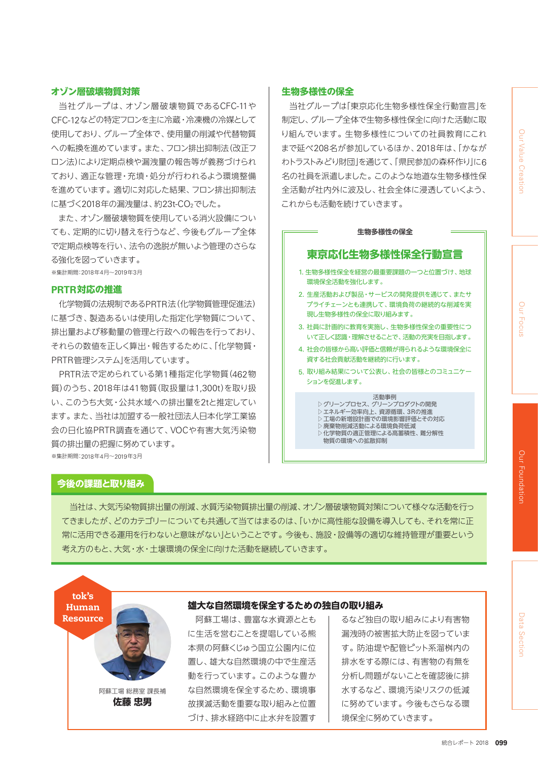## オゾン層破壊物質対策

当社グループは、オゾン層破壊物質であるCFC-11やCFC-12などの特定フロンを主に冷蔵・冷凍機の冷媒として使用しており、グループ全体で、使用量の削減や代替物質への転換を進めています。また、フロン排出抑制法（改正フロン法）により定期点検や漏洩量の報告等が義務づけられており、適正な管理・充填・処分が行われるよう環境整備を進めています。適切に対応した結果、フロン排出抑制法に基づく2018年の漏洩量は、約23t-$CO_2$でした。

また、オゾン層破壊物質を使用している消火設備についても、定期的に切り替えを行うなど、今後もグループ全体で定期点検等を行い、法令の逸脱が無いよう管理のさらなる強化を図っていきます。

※集計期間：2018年4月～2019年3月

## PRTR対応の推進

化学物質の法規制であるPRTR法（化学物質管理促進法）に基づき、製造あるいは使用した指定化学物質について、排出量および移動量の管理と行政への報告を行っており、それらの数値を正しく算出・報告するために、「化学物質・PRTR管理システム」を活用しています。

PRTR法で定められている第1種指定化学物質（462物質）のうち、2018年は41物質（取扱量は1,300t）を取り扱い、このうち大気・公共水域への排出量を2tと推定しています。また、当社は加盟する一般社団法人日本化学工業協会の日化協PRTR調査を通じて、VOCや有害大気汚染物質の排出量の把握に努めています。

※集計期間：2018年4月～2019年3月

## 生物多様性の保全

当社グループは「東京応化生物多様性保全行動宣言」を制定し、グループ全体で生物多様性保全に向けた活動に取り組んでいます。生物多様性についての社員教育にこれまで延べ208名が参加しているほか、2018年は、「かながわトラストみどり財団」を通じて、「県民参加の森林作り」に6名の社員を派遣しました。このような地道な生物多様性保全活動が社内外に波及し、社会全体に浸透していくよう、これからも活動を続けていきます。

**生物多様性の保全**

### 東京応化生物多様性保全行動宣言

1. 生物多様性保全を経営の最重要課題の一つと位置づけ、地球環境保全活動を強化します。
2. 生産活動および製品・サービスの開発提供を通じて、またサプライチェーンとも連携して、環境負荷の継続的な削減を実現し生物多様性の保全に取り組みます。
3. 社員に計画的に教育を実施し、生物多様性保全の重要性について正しく認識・理解させることで、活動の充実を目指します。
4. 社会の皆様から高い評価と信頼が得られるような環境保全に資する社会貢献活動を継続的に行います。
5. 取り組み結果について公表し、社会の皆様とのコミュニケーションを促進します。

活動事例
▷グリーンプロセス、グリーンプロダクトの開発
▷エネルギー効率向上、資源循環、3Rの推進
▷工場の新増設計画での環境影響評価とその対応
▷廃棄物削減活動による環境負荷低減
▷化学物質の適正管理による高蓄積性、難分解性物質の環境への拡散抑制

## 今後の課題と取り組み

当社は、大気汚染物質排出量の削減、水質汚染物質排出量の削減、オゾン層破壊物質対策について様々な活動を行ってきましたが、どのカテゴリーについても共通して当てはまるのは、「いかに高性能な設備を導入しても、それを常に正常に活用できる運用を行わないと意味がない」ということです。今後も、施設・設備等の適切な維持管理が重要という考え方のもと、大気・水・土壌環境の保全に向けた活動を継続していきます。

**tok's Human Resource**

阿蘇工場 総務室 課長補
**佐藤 忠男**

### 雄大な自然環境を保全するための独自の取り組み

阿蘇工場は、豊富な水資源とともに生活を営むことを提唱している熊本県の阿蘇くじゅう国立公園内に位置し、雄大な自然環境の中で生産活動を行っています。このような豊かな自然環境を保全するため、環境事故撲滅活動を重要な取り組みと位置づけ、排水経路中に止水弁を設置するなど独自の取り組みにより有害物漏洩時の被害拡大防止を図っています。防油堤や配管ピット系溜桝内の排水をする際には、有害物の有無を分析し問題がないことを確認後に排水するなど、環境汚染リスクの低減に努めています。今後もさらなる環境保全に努めていきます。